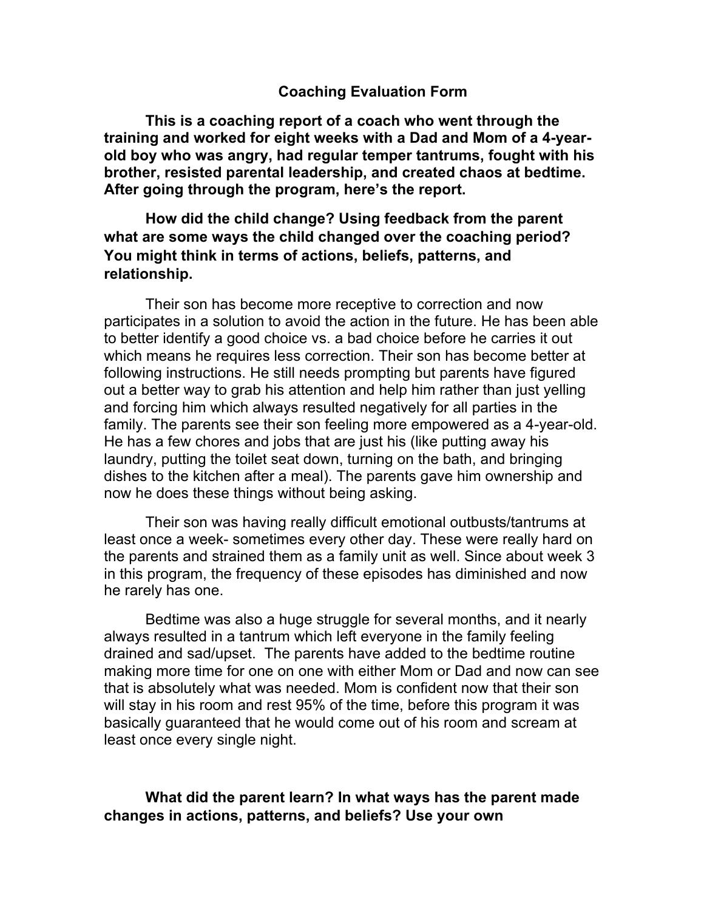# Coaching Evaluation Form

**This is a coaching report of a coach who went through the training and worked for eight weeks with a Dad and Mom of a 4-year-old boy who was angry, had regular temper tantrums, fought with his brother, resisted parental leadership, and created chaos at bedtime. After going through the program, here's the report.**

**How did the child change? Using feedback from the parent what are some ways the child changed over the coaching period? You might think in terms of actions, beliefs, patterns, and relationship.**

Their son has become more receptive to correction and now participates in a solution to avoid the action in the future. He has been able to better identify a good choice vs. a bad choice before he carries it out which means he requires less correction. Their son has become better at following instructions. He still needs prompting but parents have figured out a better way to grab his attention and help him rather than just yelling and forcing him which always resulted negatively for all parties in the family. The parents see their son feeling more empowered as a 4-year-old. He has a few chores and jobs that are just his (like putting away his laundry, putting the toilet seat down, turning on the bath, and bringing dishes to the kitchen after a meal). The parents gave him ownership and now he does these things without being asking.

Their son was having really difficult emotional outbusts/tantrums at least once a week- sometimes every other day. These were really hard on the parents and strained them as a family unit as well. Since about week 3 in this program, the frequency of these episodes has diminished and now he rarely has one.

Bedtime was also a huge struggle for several months, and it nearly always resulted in a tantrum which left everyone in the family feeling drained and sad/upset. The parents have added to the bedtime routine making more time for one on one with either Mom or Dad and now can see that is absolutely what was needed. Mom is confident now that their son will stay in his room and rest 95% of the time, before this program it was basically guaranteed that he would come out of his room and scream at least once every single night.

**What did the parent learn? In what ways has the parent made changes in actions, patterns, and beliefs? Use your own**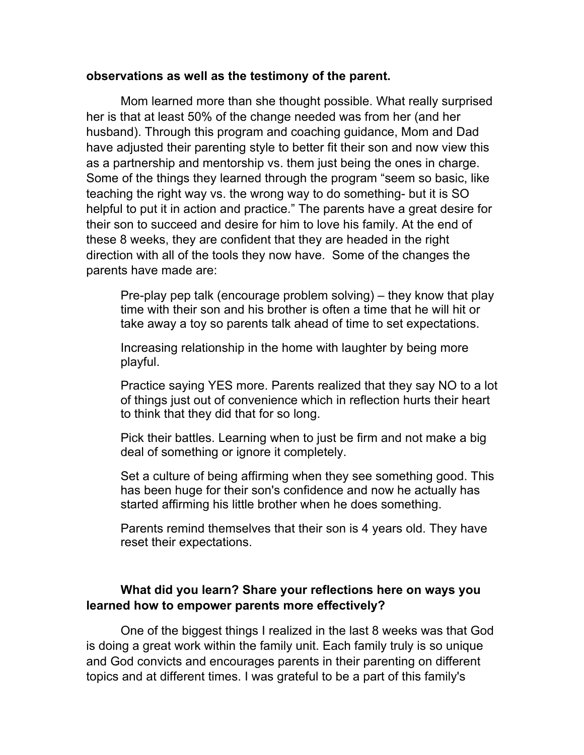**observations as well as the testimony of the parent.**

Mom learned more than she thought possible. What really surprised her is that at least 50% of the change needed was from her (and her husband). Through this program and coaching guidance, Mom and Dad have adjusted their parenting style to better fit their son and now view this as a partnership and mentorship vs. them just being the ones in charge. Some of the things they learned through the program "seem so basic, like teaching the right way vs. the wrong way to do something- but it is SO helpful to put it in action and practice." The parents have a great desire for their son to succeed and desire for him to love his family. At the end of these 8 weeks, they are confident that they are headed in the right direction with all of the tools they now have. Some of the changes the parents have made are:

> Pre-play pep talk (encourage problem solving) – they know that play time with their son and his brother is often a time that he will hit or take away a toy so parents talk ahead of time to set expectations.
>
> Increasing relationship in the home with laughter by being more playful.
>
> Practice saying YES more. Parents realized that they say NO to a lot of things just out of convenience which in reflection hurts their heart to think that they did that for so long.
>
> Pick their battles. Learning when to just be firm and not make a big deal of something or ignore it completely.
>
> Set a culture of being affirming when they see something good. This has been huge for their son's confidence and now he actually has started affirming his little brother when he does something.
>
> Parents remind themselves that their son is 4 years old. They have reset their expectations.

**What did you learn? Share your reflections here on ways you learned how to empower parents more effectively?**

One of the biggest things I realized in the last 8 weeks was that God is doing a great work within the family unit. Each family truly is so unique and God convicts and encourages parents in their parenting on different topics and at different times. I was grateful to be a part of this family's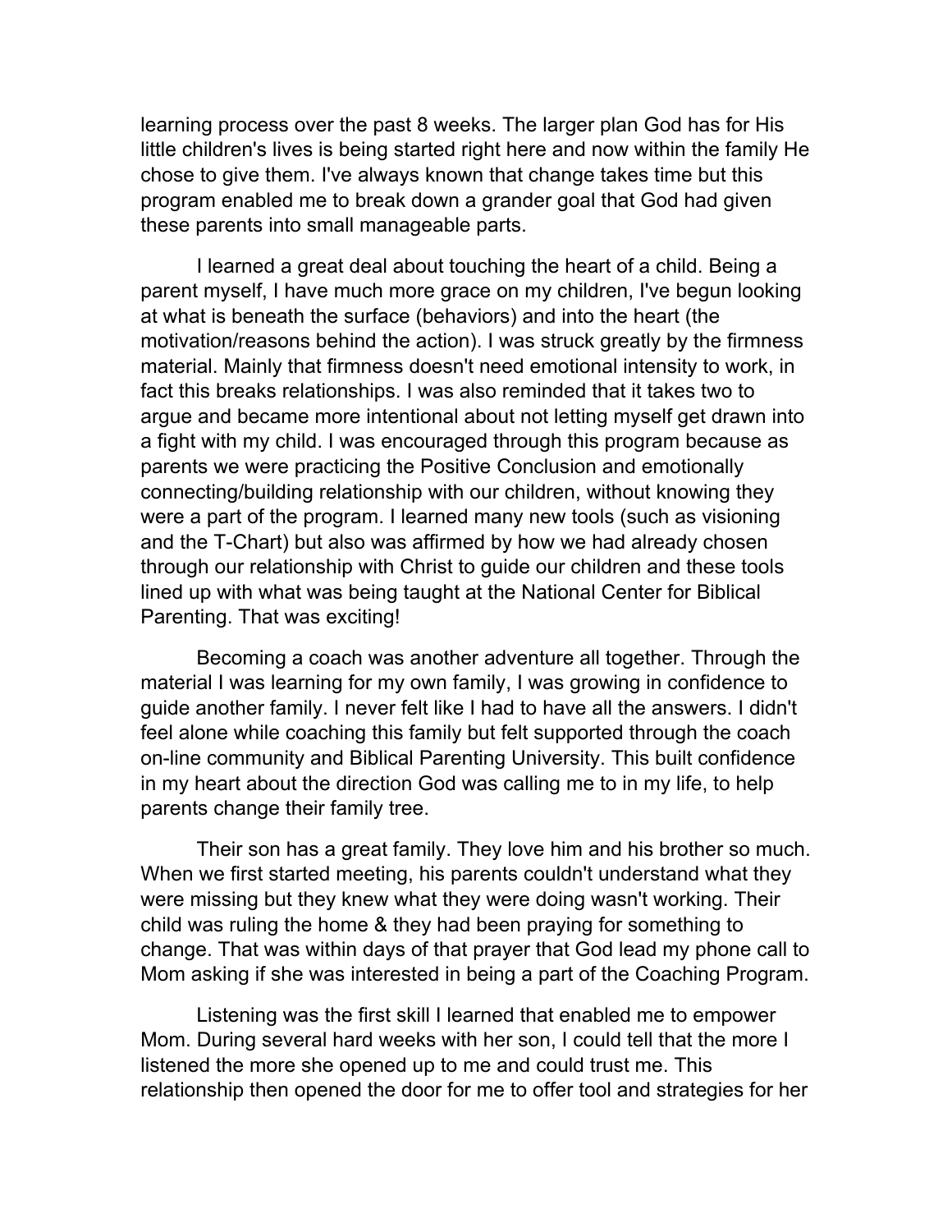learning process over the past 8 weeks. The larger plan God has for His little children's lives is being started right here and now within the family He chose to give them. I've always known that change takes time but this program enabled me to break down a grander goal that God had given these parents into small manageable parts.

I learned a great deal about touching the heart of a child. Being a parent myself, I have much more grace on my children, I've begun looking at what is beneath the surface (behaviors) and into the heart (the motivation/reasons behind the action). I was struck greatly by the firmness material. Mainly that firmness doesn't need emotional intensity to work, in fact this breaks relationships. I was also reminded that it takes two to argue and became more intentional about not letting myself get drawn into a fight with my child. I was encouraged through this program because as parents we were practicing the Positive Conclusion and emotionally connecting/building relationship with our children, without knowing they were a part of the program. I learned many new tools (such as visioning and the T-Chart) but also was affirmed by how we had already chosen through our relationship with Christ to guide our children and these tools lined up with what was being taught at the National Center for Biblical Parenting. That was exciting!

Becoming a coach was another adventure all together. Through the material I was learning for my own family, I was growing in confidence to guide another family. I never felt like I had to have all the answers. I didn't feel alone while coaching this family but felt supported through the coach on-line community and Biblical Parenting University. This built confidence in my heart about the direction God was calling me to in my life, to help parents change their family tree.

Their son has a great family. They love him and his brother so much. When we first started meeting, his parents couldn't understand what they were missing but they knew what they were doing wasn't working. Their child was ruling the home & they had been praying for something to change. That was within days of that prayer that God lead my phone call to Mom asking if she was interested in being a part of the Coaching Program.

Listening was the first skill I learned that enabled me to empower Mom. During several hard weeks with her son, I could tell that the more I listened the more she opened up to me and could trust me. This relationship then opened the door for me to offer tool and strategies for her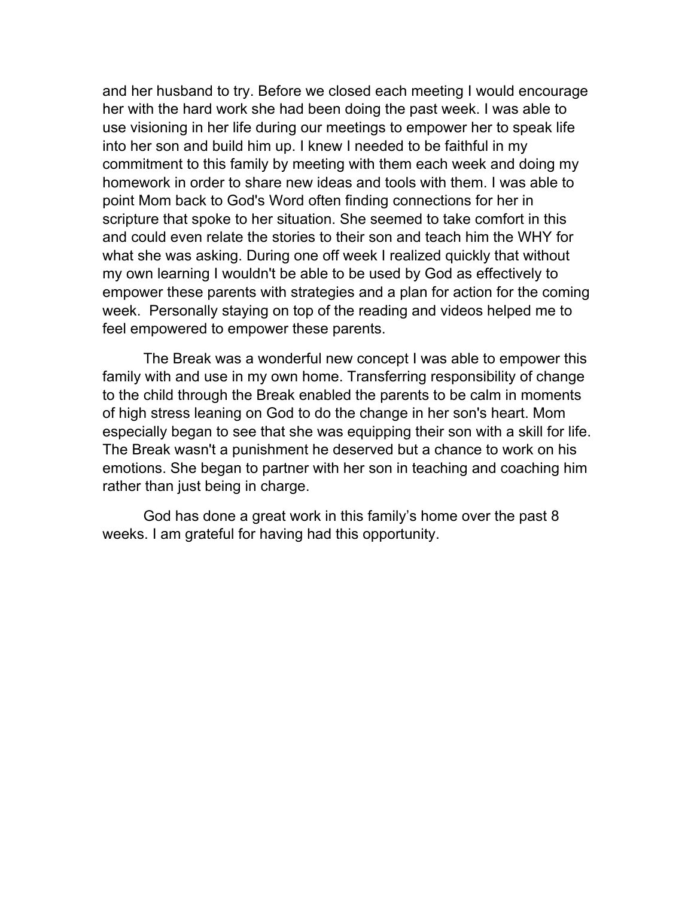and her husband to try. Before we closed each meeting I would encourage her with the hard work she had been doing the past week. I was able to use visioning in her life during our meetings to empower her to speak life into her son and build him up. I knew I needed to be faithful in my commitment to this family by meeting with them each week and doing my homework in order to share new ideas and tools with them. I was able to point Mom back to God's Word often finding connections for her in scripture that spoke to her situation. She seemed to take comfort in this and could even relate the stories to their son and teach him the WHY for what she was asking. During one off week I realized quickly that without my own learning I wouldn't be able to be used by God as effectively to empower these parents with strategies and a plan for action for the coming week. Personally staying on top of the reading and videos helped me to feel empowered to empower these parents.

The Break was a wonderful new concept I was able to empower this family with and use in my own home. Transferring responsibility of change to the child through the Break enabled the parents to be calm in moments of high stress leaning on God to do the change in her son's heart. Mom especially began to see that she was equipping their son with a skill for life. The Break wasn't a punishment he deserved but a chance to work on his emotions. She began to partner with her son in teaching and coaching him rather than just being in charge.

God has done a great work in this family's home over the past 8 weeks. I am grateful for having had this opportunity.